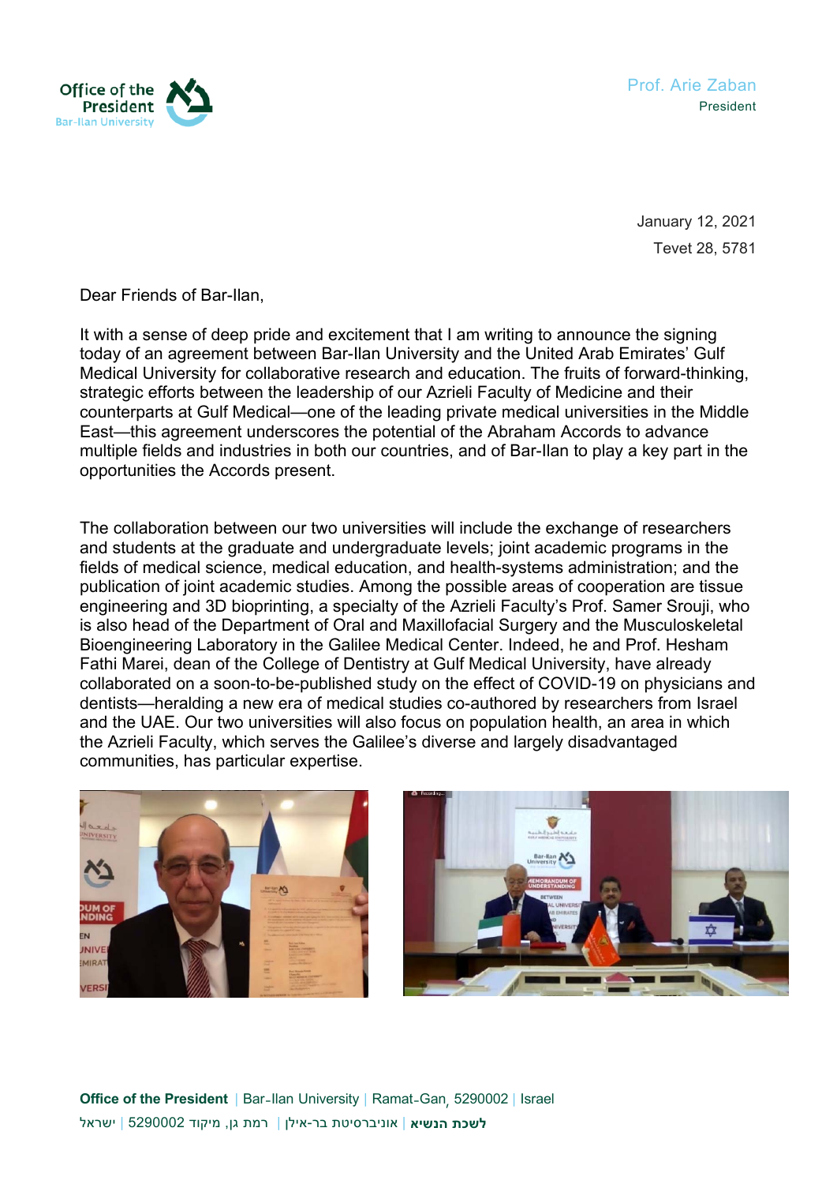Office of the President
Bar-Ilan University

Prof. Arie Zaban
President

January 12, 2021
Tevet 28, 5781

Dear Friends of Bar-Ilan,

It with a sense of deep pride and excitement that I am writing to announce the signing today of an agreement between Bar-Ilan University and the United Arab Emirates' Gulf Medical University for collaborative research and education. The fruits of forward-thinking, strategic efforts between the leadership of our Azrieli Faculty of Medicine and their counterparts at Gulf Medical—one of the leading private medical universities in the Middle East—this agreement underscores the potential of the Abraham Accords to advance multiple fields and industries in both our countries, and of Bar-Ilan to play a key part in the opportunities the Accords present.

The collaboration between our two universities will include the exchange of researchers and students at the graduate and undergraduate levels; joint academic programs in the fields of medical science, medical education, and health-systems administration; and the publication of joint academic studies. Among the possible areas of cooperation are tissue engineering and 3D bioprinting, a specialty of the Azrieli Faculty's Prof. Samer Srouji, who is also head of the Department of Oral and Maxillofacial Surgery and the Musculoskeletal Bioengineering Laboratory in the Galilee Medical Center. Indeed, he and Prof. Hesham Fathi Marei, dean of the College of Dentistry at Gulf Medical University, have already collaborated on a soon-to-be-published study on the effect of COVID-19 on physicians and dentists—heralding a new era of medical studies co-authored by researchers from Israel and the UAE. Our two universities will also focus on population health, an area in which the Azrieli Faculty, which serves the Galilee's diverse and largely disadvantaged communities, has particular expertise.

**Office of the President** | Bar-Ilan University | Ramat-Gan, 5290002 | Israel
**לשכת הנשיא** | אוניברסיטת בר-אילן | רמת גן, מיקוד 5290002 | ישראל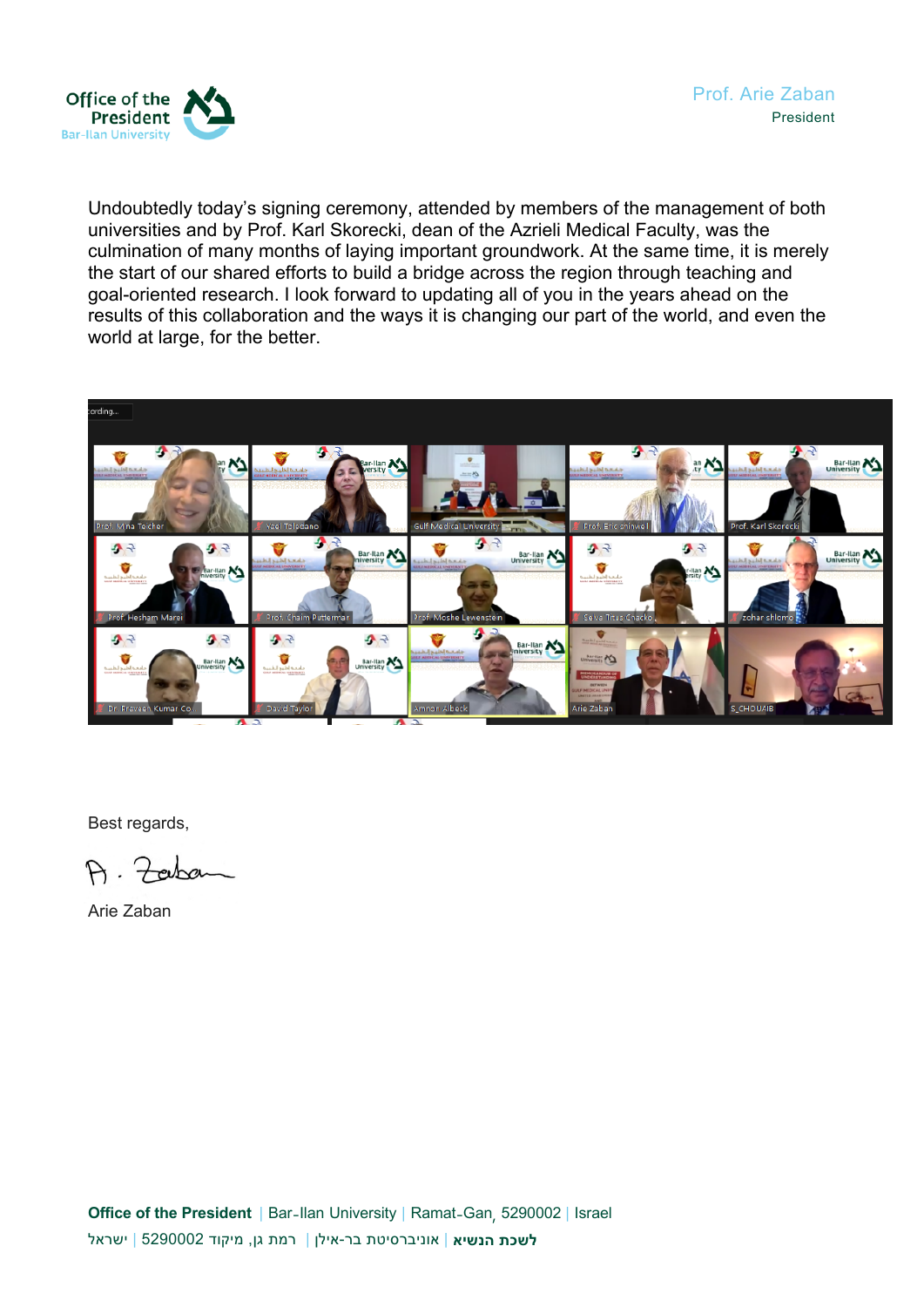Undoubtedly today's signing ceremony, attended by members of the management of both universities and by Prof. Karl Skorecki, dean of the Azrieli Medical Faculty, was the culmination of many months of laying important groundwork. At the same time, it is merely the start of our shared efforts to build a bridge across the region through teaching and goal-oriented research. I look forward to updating all of you in the years ahead on the results of this collaboration and the ways it is changing our part of the world, and even the world at large, for the better.

Best regards,

Arie Zaban